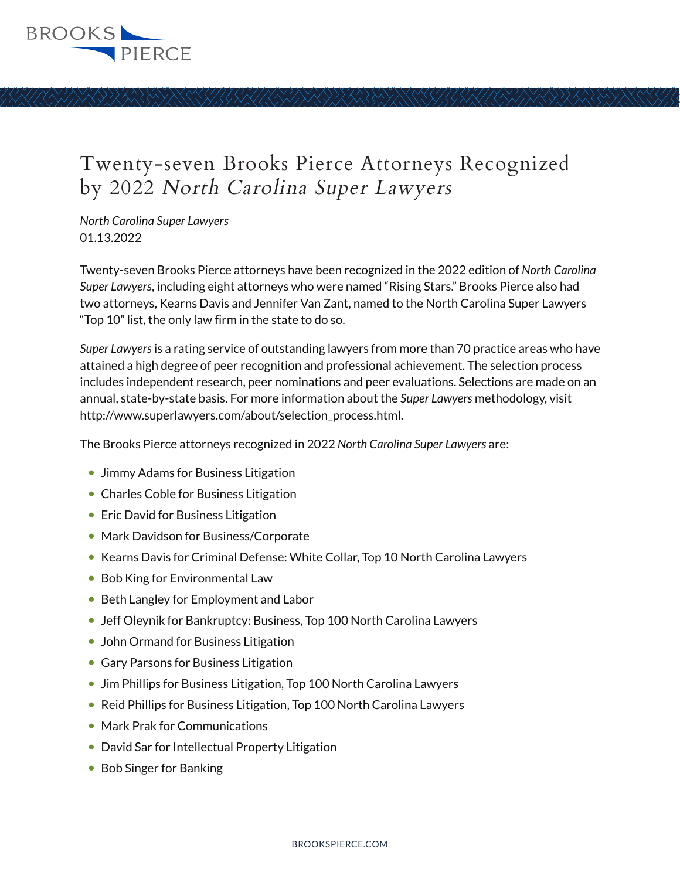# Twenty-seven Brooks Pierce Attorneys Recognized by 2022 *North Carolina Super Lawyers*

*North Carolina Super Lawyers*
01.13.2022

Twenty-seven Brooks Pierce attorneys have been recognized in the 2022 edition of *North Carolina Super Lawyers*, including eight attorneys who were named "Rising Stars." Brooks Pierce also had two attorneys, Kearns Davis and Jennifer Van Zant, named to the North Carolina Super Lawyers "Top 10" list, the only law firm in the state to do so.

*Super Lawyers* is a rating service of outstanding lawyers from more than 70 practice areas who have attained a high degree of peer recognition and professional achievement. The selection process includes independent research, peer nominations and peer evaluations. Selections are made on an annual, state-by-state basis. For more information about the *Super Lawyers* methodology, visit http://www.superlawyers.com/about/selection_process.html.

The Brooks Pierce attorneys recognized in 2022 *North Carolina Super Lawyers* are:

- Jimmy Adams for Business Litigation
- Charles Coble for Business Litigation
- Eric David for Business Litigation
- Mark Davidson for Business/Corporate
- Kearns Davis for Criminal Defense: White Collar, Top 10 North Carolina Lawyers
- Bob King for Environmental Law
- Beth Langley for Employment and Labor
- Jeff Oleynik for Bankruptcy: Business, Top 100 North Carolina Lawyers
- John Ormand for Business Litigation
- Gary Parsons for Business Litigation
- Jim Phillips for Business Litigation, Top 100 North Carolina Lawyers
- Reid Phillips for Business Litigation, Top 100 North Carolina Lawyers
- Mark Prak for Communications
- David Sar for Intellectual Property Litigation
- Bob Singer for Banking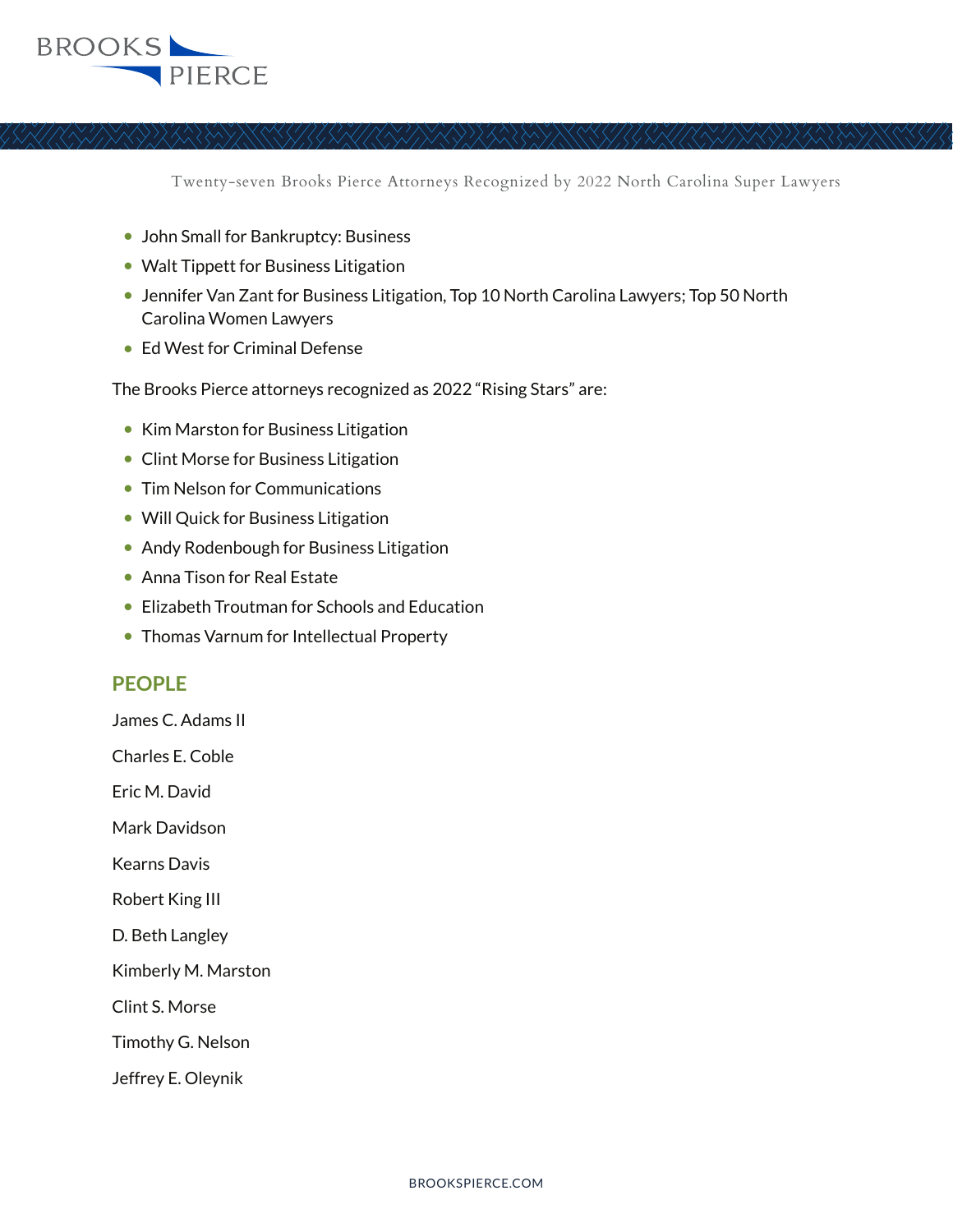- John Small for Bankruptcy: Business
- Walt Tippett for Business Litigation
- Jennifer Van Zant for Business Litigation, Top 10 North Carolina Lawyers; Top 50 North Carolina Women Lawyers
- Ed West for Criminal Defense

The Brooks Pierce attorneys recognized as 2022 "Rising Stars" are:

- Kim Marston for Business Litigation
- Clint Morse for Business Litigation
- Tim Nelson for Communications
- Will Quick for Business Litigation
- Andy Rodenbough for Business Litigation
- Anna Tison for Real Estate
- Elizabeth Troutman for Schools and Education
- Thomas Varnum for Intellectual Property

## PEOPLE

James C. Adams II

Charles E. Coble

Eric M. David

Mark Davidson

Kearns Davis

Robert King III

D. Beth Langley

Kimberly M. Marston

Clint S. Morse

Timothy G. Nelson

Jeffrey E. Oleynik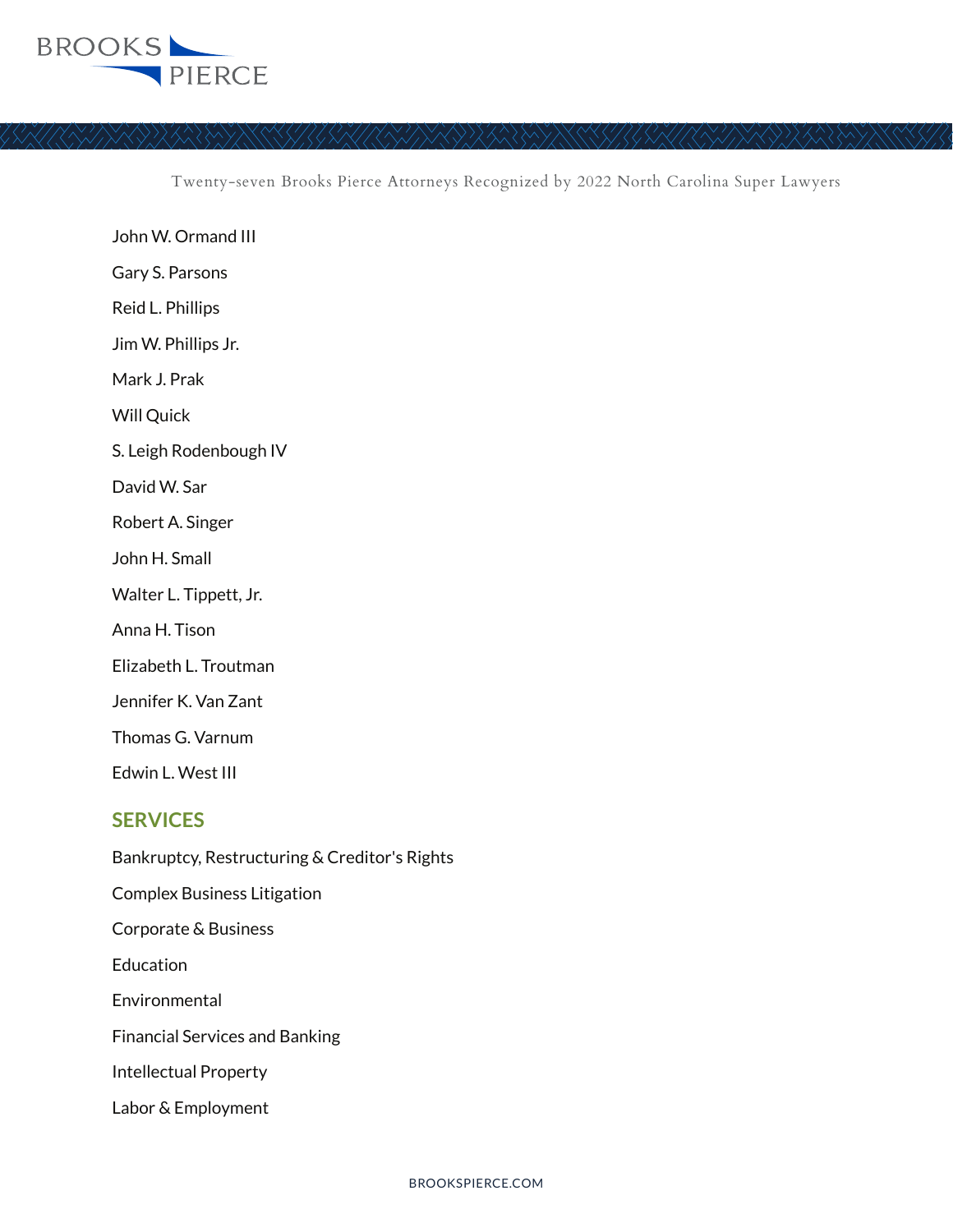John W. Ormand III

Gary S. Parsons

Reid L. Phillips

Jim W. Phillips Jr.

Mark J. Prak

Will Quick

S. Leigh Rodenbough IV

David W. Sar

Robert A. Singer

John H. Small

Walter L. Tippett, Jr.

Anna H. Tison

Elizabeth L. Troutman

Jennifer K. Van Zant

Thomas G. Varnum

Edwin L. West III

## SERVICES

Bankruptcy, Restructuring & Creditor's Rights

Complex Business Litigation

Corporate & Business

Education

Environmental

Financial Services and Banking

Intellectual Property

Labor & Employment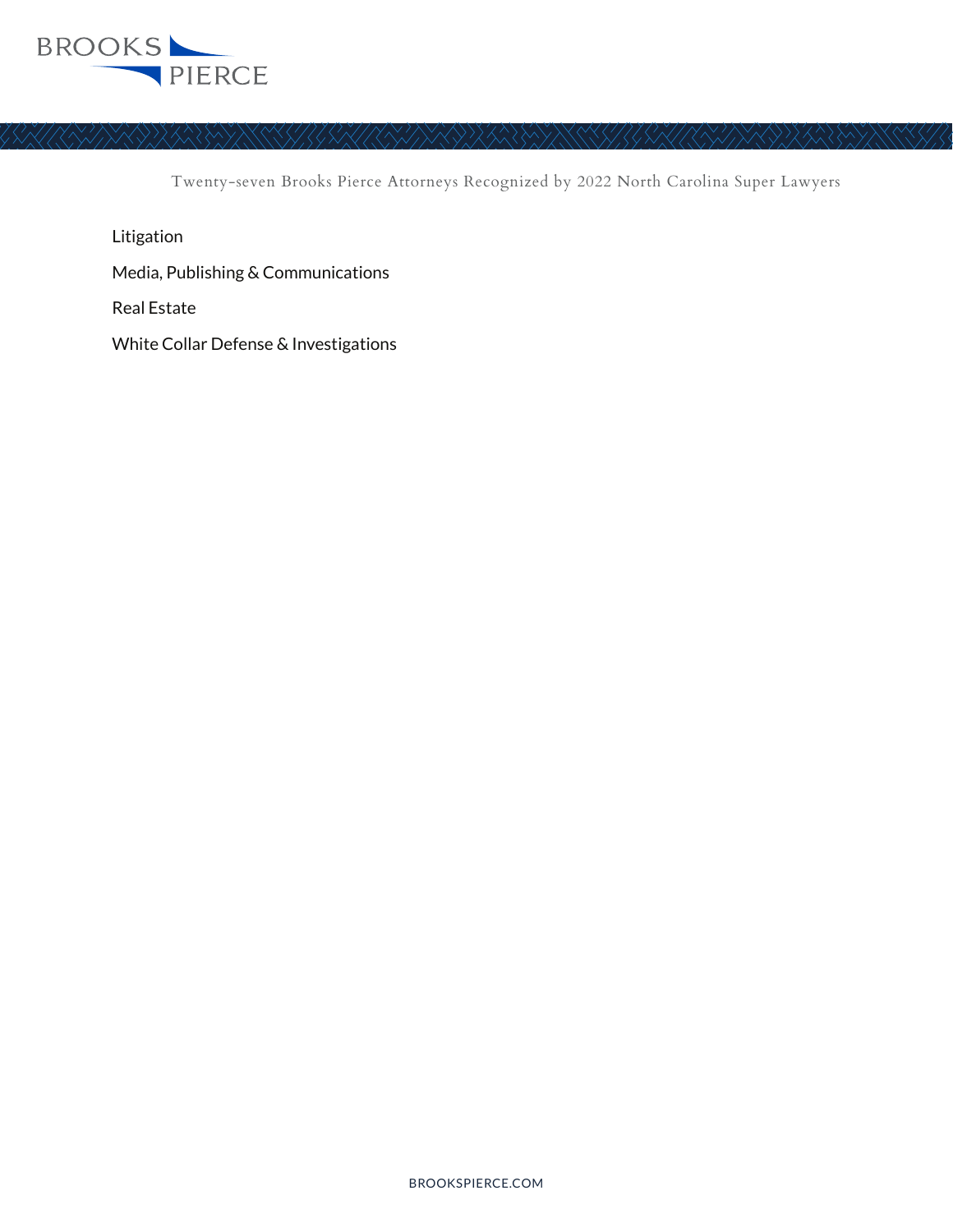Litigation

Media, Publishing & Communications

Real Estate

White Collar Defense & Investigations